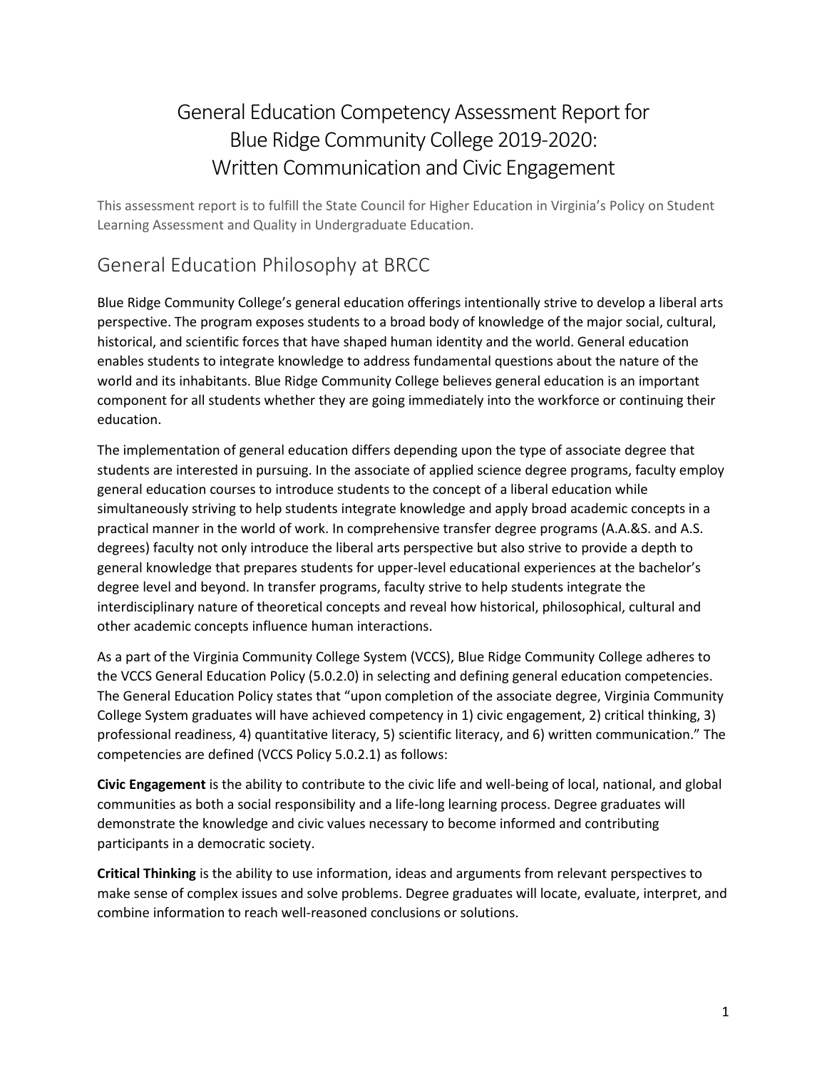# General Education Competency Assessment Report for Blue Ridge Community College 2019-2020: Written Communication and Civic Engagement

This assessment report is to fulfill the State Council for Higher Education in Virginia's Policy on Student Learning Assessment and Quality in Undergraduate Education.

## General Education Philosophy at BRCC

Blue Ridge Community College's general education offerings intentionally strive to develop a liberal arts perspective. The program exposes students to a broad body of knowledge of the major social, cultural, historical, and scientific forces that have shaped human identity and the world. General education enables students to integrate knowledge to address fundamental questions about the nature of the world and its inhabitants. Blue Ridge Community College believes general education is an important component for all students whether they are going immediately into the workforce or continuing their education.

The implementation of general education differs depending upon the type of associate degree that students are interested in pursuing. In the associate of applied science degree programs, faculty employ general education courses to introduce students to the concept of a liberal education while simultaneously striving to help students integrate knowledge and apply broad academic concepts in a practical manner in the world of work. In comprehensive transfer degree programs (A.A.&S. and A.S. degrees) faculty not only introduce the liberal arts perspective but also strive to provide a depth to general knowledge that prepares students for upper-level educational experiences at the bachelor's degree level and beyond. In transfer programs, faculty strive to help students integrate the interdisciplinary nature of theoretical concepts and reveal how historical, philosophical, cultural and other academic concepts influence human interactions.

As a part of the Virginia Community College System (VCCS), Blue Ridge Community College adheres to the VCCS General Education Policy (5.0.2.0) in selecting and defining general education competencies. The General Education Policy states that "upon completion of the associate degree, Virginia Community College System graduates will have achieved competency in 1) civic engagement, 2) critical thinking, 3) professional readiness, 4) quantitative literacy, 5) scientific literacy, and 6) written communication." The competencies are defined (VCCS Policy 5.0.2.1) as follows:

**Civic Engagement** is the ability to contribute to the civic life and well-being of local, national, and global communities as both a social responsibility and a life-long learning process. Degree graduates will demonstrate the knowledge and civic values necessary to become informed and contributing participants in a democratic society.

**Critical Thinking** is the ability to use information, ideas and arguments from relevant perspectives to make sense of complex issues and solve problems. Degree graduates will locate, evaluate, interpret, and combine information to reach well-reasoned conclusions or solutions.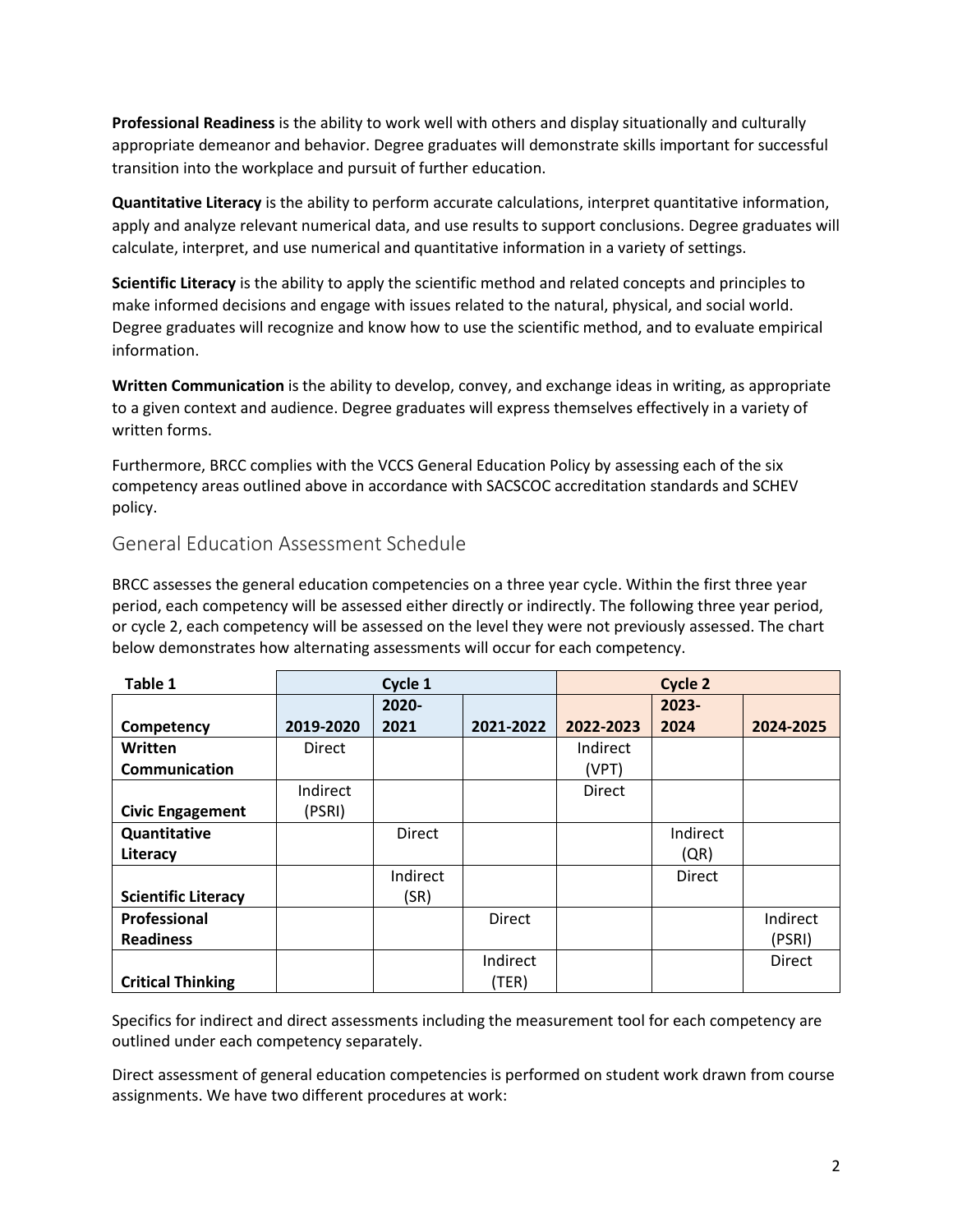**Professional Readiness** is the ability to work well with others and display situationally and culturally appropriate demeanor and behavior. Degree graduates will demonstrate skills important for successful transition into the workplace and pursuit of further education.

**Quantitative Literacy** is the ability to perform accurate calculations, interpret quantitative information, apply and analyze relevant numerical data, and use results to support conclusions. Degree graduates will calculate, interpret, and use numerical and quantitative information in a variety of settings.

**Scientific Literacy** is the ability to apply the scientific method and related concepts and principles to make informed decisions and engage with issues related to the natural, physical, and social world. Degree graduates will recognize and know how to use the scientific method, and to evaluate empirical information.

**Written Communication** is the ability to develop, convey, and exchange ideas in writing, as appropriate to a given context and audience. Degree graduates will express themselves effectively in a variety of written forms.

Furthermore, BRCC complies with the VCCS General Education Policy by assessing each of the six competency areas outlined above in accordance with SACSCOC accreditation standards and SCHEV policy.

## General Education Assessment Schedule

BRCC assesses the general education competencies on a three year cycle. Within the first three year period, each competency will be assessed either directly or indirectly. The following three year period, or cycle 2, each competency will be assessed on the level they were not previously assessed. The chart below demonstrates how alternating assessments will occur for each competency.

| **Table 1** | **Cycle 1** | | | **Cycle 2** | | |
|---|---|---|---|---|---|---|
| **Competency** | **2019-2020** | **2020-2021** | **2021-2022** | **2022-2023** | **2023-2024** | **2024-2025** |
| **Written Communication** | Direct | | | Indirect (VPT) | | |
| **Civic Engagement** | Indirect (PSRI) | | | Direct | | |
| **Quantitative Literacy** | | Direct | | | Indirect (QR) | |
| **Scientific Literacy** | | Indirect (SR) | | | Direct | |
| **Professional Readiness** | | | Direct | | | Indirect (PSRI) |
| **Critical Thinking** | | | Indirect (TER) | | | Direct |

Specifics for indirect and direct assessments including the measurement tool for each competency are outlined under each competency separately.

Direct assessment of general education competencies is performed on student work drawn from course assignments. We have two different procedures at work: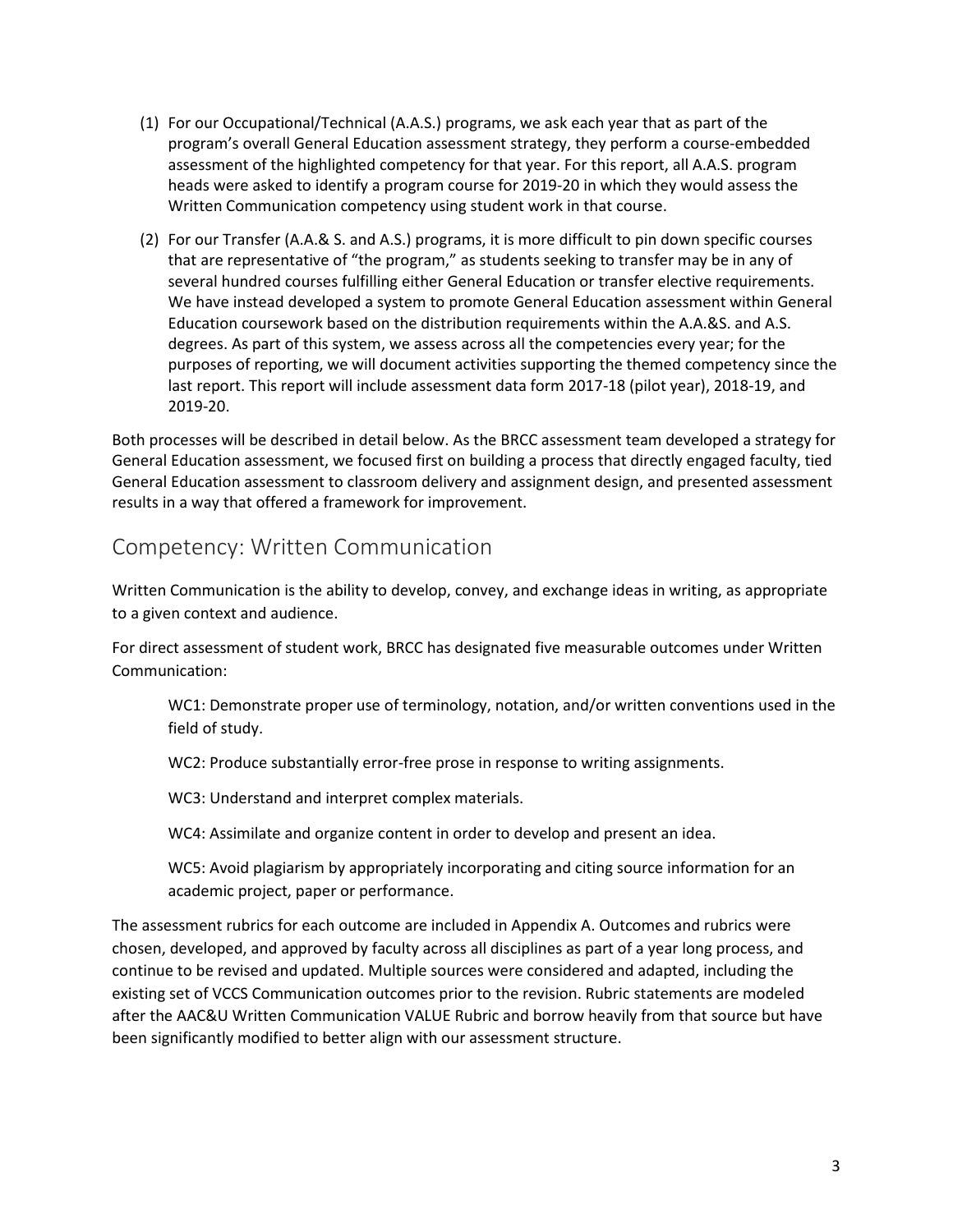(1) For our Occupational/Technical (A.A.S.) programs, we ask each year that as part of the program's overall General Education assessment strategy, they perform a course-embedded assessment of the highlighted competency for that year. For this report, all A.A.S. program heads were asked to identify a program course for 2019-20 in which they would assess the Written Communication competency using student work in that course.

(2) For our Transfer (A.A.& S. and A.S.) programs, it is more difficult to pin down specific courses that are representative of "the program," as students seeking to transfer may be in any of several hundred courses fulfilling either General Education or transfer elective requirements. We have instead developed a system to promote General Education assessment within General Education coursework based on the distribution requirements within the A.A.&S. and A.S. degrees. As part of this system, we assess across all the competencies every year; for the purposes of reporting, we will document activities supporting the themed competency since the last report. This report will include assessment data form 2017-18 (pilot year), 2018-19, and 2019-20.

Both processes will be described in detail below. As the BRCC assessment team developed a strategy for General Education assessment, we focused first on building a process that directly engaged faculty, tied General Education assessment to classroom delivery and assignment design, and presented assessment results in a way that offered a framework for improvement.

## Competency: Written Communication

Written Communication is the ability to develop, convey, and exchange ideas in writing, as appropriate to a given context and audience.

For direct assessment of student work, BRCC has designated five measurable outcomes under Written Communication:

> WC1: Demonstrate proper use of terminology, notation, and/or written conventions used in the field of study.
>
> WC2: Produce substantially error-free prose in response to writing assignments.
>
> WC3: Understand and interpret complex materials.
>
> WC4: Assimilate and organize content in order to develop and present an idea.
>
> WC5: Avoid plagiarism by appropriately incorporating and citing source information for an academic project, paper or performance.

The assessment rubrics for each outcome are included in Appendix A. Outcomes and rubrics were chosen, developed, and approved by faculty across all disciplines as part of a year long process, and continue to be revised and updated. Multiple sources were considered and adapted, including the existing set of VCCS Communication outcomes prior to the revision. Rubric statements are modeled after the AAC&U Written Communication VALUE Rubric and borrow heavily from that source but have been significantly modified to better align with our assessment structure.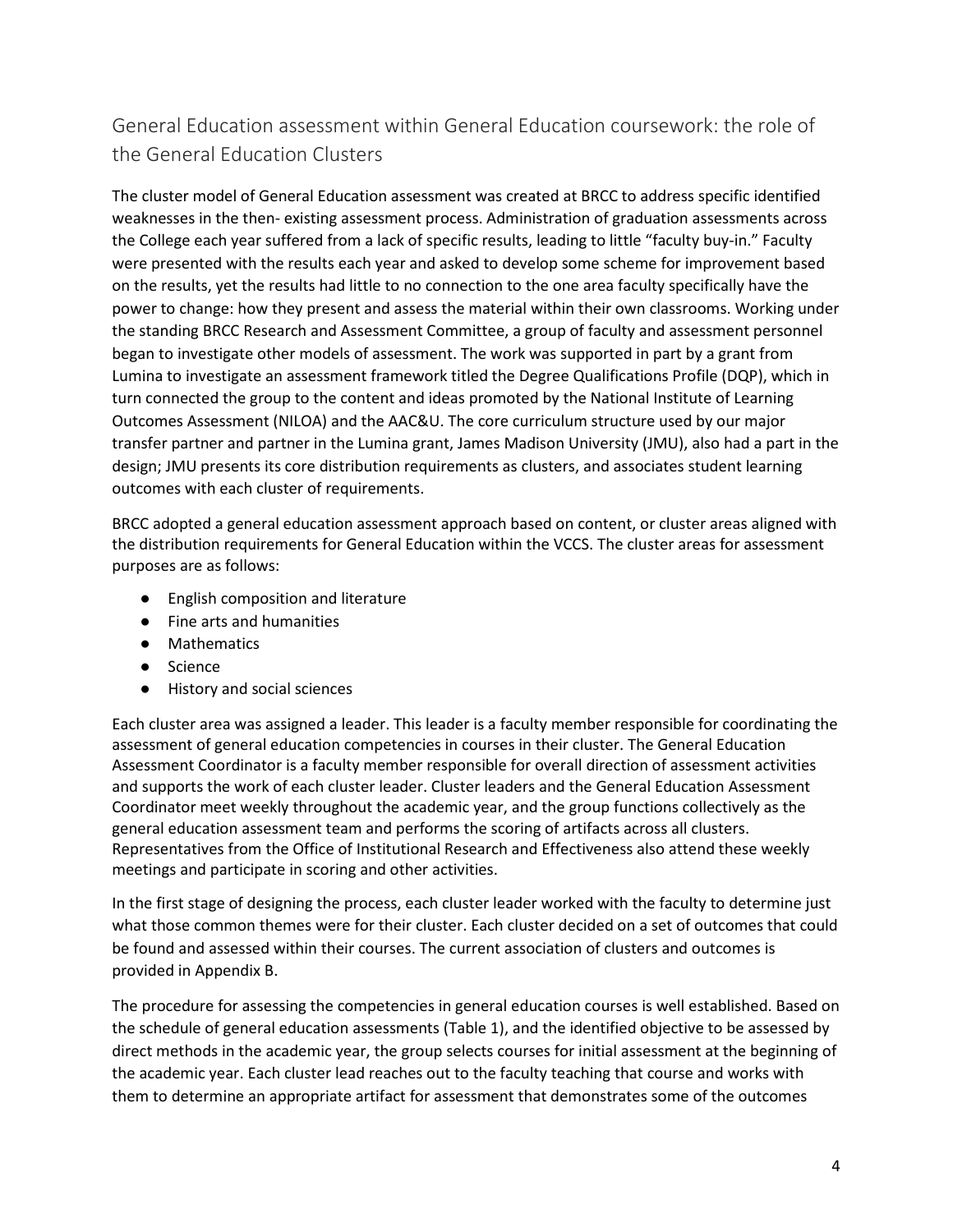## General Education assessment within General Education coursework: the role of the General Education Clusters

The cluster model of General Education assessment was created at BRCC to address specific identified weaknesses in the then- existing assessment process. Administration of graduation assessments across the College each year suffered from a lack of specific results, leading to little "faculty buy-in." Faculty were presented with the results each year and asked to develop some scheme for improvement based on the results, yet the results had little to no connection to the one area faculty specifically have the power to change: how they present and assess the material within their own classrooms. Working under the standing BRCC Research and Assessment Committee, a group of faculty and assessment personnel began to investigate other models of assessment. The work was supported in part by a grant from Lumina to investigate an assessment framework titled the Degree Qualifications Profile (DQP), which in turn connected the group to the content and ideas promoted by the National Institute of Learning Outcomes Assessment (NILOA) and the AAC&U. The core curriculum structure used by our major transfer partner and partner in the Lumina grant, James Madison University (JMU), also had a part in the design; JMU presents its core distribution requirements as clusters, and associates student learning outcomes with each cluster of requirements.

BRCC adopted a general education assessment approach based on content, or cluster areas aligned with the distribution requirements for General Education within the VCCS. The cluster areas for assessment purposes are as follows:

- English composition and literature
- Fine arts and humanities
- Mathematics
- Science
- History and social sciences

Each cluster area was assigned a leader. This leader is a faculty member responsible for coordinating the assessment of general education competencies in courses in their cluster. The General Education Assessment Coordinator is a faculty member responsible for overall direction of assessment activities and supports the work of each cluster leader. Cluster leaders and the General Education Assessment Coordinator meet weekly throughout the academic year, and the group functions collectively as the general education assessment team and performs the scoring of artifacts across all clusters. Representatives from the Office of Institutional Research and Effectiveness also attend these weekly meetings and participate in scoring and other activities.

In the first stage of designing the process, each cluster leader worked with the faculty to determine just what those common themes were for their cluster. Each cluster decided on a set of outcomes that could be found and assessed within their courses. The current association of clusters and outcomes is provided in Appendix B.

The procedure for assessing the competencies in general education courses is well established. Based on the schedule of general education assessments (Table 1), and the identified objective to be assessed by direct methods in the academic year, the group selects courses for initial assessment at the beginning of the academic year. Each cluster lead reaches out to the faculty teaching that course and works with them to determine an appropriate artifact for assessment that demonstrates some of the outcomes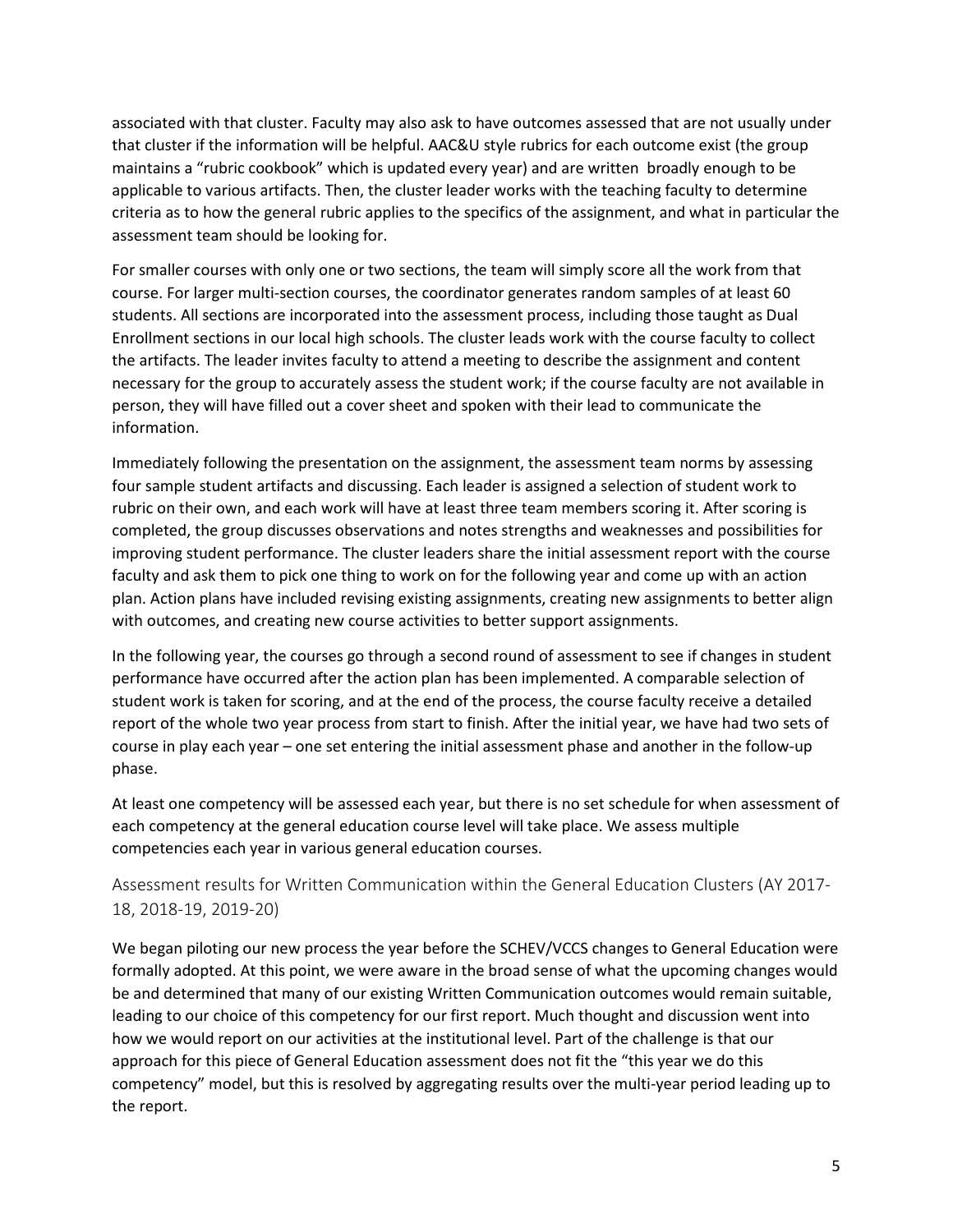associated with that cluster. Faculty may also ask to have outcomes assessed that are not usually under that cluster if the information will be helpful. AAC&U style rubrics for each outcome exist (the group maintains a "rubric cookbook" which is updated every year) and are written broadly enough to be applicable to various artifacts. Then, the cluster leader works with the teaching faculty to determine criteria as to how the general rubric applies to the specifics of the assignment, and what in particular the assessment team should be looking for.

For smaller courses with only one or two sections, the team will simply score all the work from that course. For larger multi-section courses, the coordinator generates random samples of at least 60 students. All sections are incorporated into the assessment process, including those taught as Dual Enrollment sections in our local high schools. The cluster leads work with the course faculty to collect the artifacts. The leader invites faculty to attend a meeting to describe the assignment and content necessary for the group to accurately assess the student work; if the course faculty are not available in person, they will have filled out a cover sheet and spoken with their lead to communicate the information.

Immediately following the presentation on the assignment, the assessment team norms by assessing four sample student artifacts and discussing. Each leader is assigned a selection of student work to rubric on their own, and each work will have at least three team members scoring it. After scoring is completed, the group discusses observations and notes strengths and weaknesses and possibilities for improving student performance. The cluster leaders share the initial assessment report with the course faculty and ask them to pick one thing to work on for the following year and come up with an action plan. Action plans have included revising existing assignments, creating new assignments to better align with outcomes, and creating new course activities to better support assignments.

In the following year, the courses go through a second round of assessment to see if changes in student performance have occurred after the action plan has been implemented. A comparable selection of student work is taken for scoring, and at the end of the process, the course faculty receive a detailed report of the whole two year process from start to finish. After the initial year, we have had two sets of course in play each year – one set entering the initial assessment phase and another in the follow-up phase.

At least one competency will be assessed each year, but there is no set schedule for when assessment of each competency at the general education course level will take place. We assess multiple competencies each year in various general education courses.

## Assessment results for Written Communication within the General Education Clusters (AY 2017-18, 2018-19, 2019-20)

We began piloting our new process the year before the SCHEV/VCCS changes to General Education were formally adopted. At this point, we were aware in the broad sense of what the upcoming changes would be and determined that many of our existing Written Communication outcomes would remain suitable, leading to our choice of this competency for our first report. Much thought and discussion went into how we would report on our activities at the institutional level. Part of the challenge is that our approach for this piece of General Education assessment does not fit the "this year we do this competency" model, but this is resolved by aggregating results over the multi-year period leading up to the report.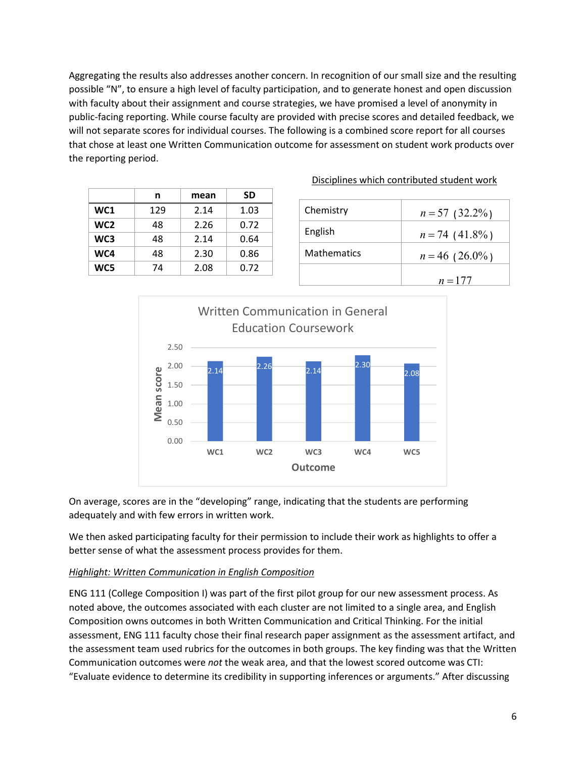Aggregating the results also addresses another concern. In recognition of our small size and the resulting possible "N", to ensure a high level of faculty participation, and to generate honest and open discussion with faculty about their assignment and course strategies, we have promised a level of anonymity in public-facing reporting. While course faculty are provided with precise scores and detailed feedback, we will not separate scores for individual courses. The following is a combined score report for all courses that chose at least one Written Communication outcome for assessment on student work products over the reporting period.

| | n | mean | SD |
|---|---|---|---|
| **WC1** | 129 | 2.14 | 1.03 |
| **WC2** | 48 | 2.26 | 0.72 |
| **WC3** | 48 | 2.14 | 0.64 |
| **WC4** | 48 | 2.30 | 0.86 |
| **WC5** | 74 | 2.08 | 0.72 |

<u>Disciplines which contributed student work</u>

| | |
|---|---|
| Chemistry | $n = 57$ (32.2%) |
| English | $n = 74$ (41.8%) |
| Mathematics | $n = 46$ (26.0%) |
| | $n = 177$ |

**Written Communication in General Education Coursework**

| Outcome | Mean score |
|---|---|
| WC1 | 2.14 |
| WC2 | 2.26 |
| WC3 | 2.14 |
| WC4 | 2.30 |
| WC5 | 2.08 |

On average, scores are in the "developing" range, indicating that the students are performing adequately and with few errors in written work.

We then asked participating faculty for their permission to include their work as highlights to offer a better sense of what the assessment process provides for them.

*<u>Highlight: Written Communication in English Composition</u>*

ENG 111 (College Composition I) was part of the first pilot group for our new assessment process. As noted above, the outcomes associated with each cluster are not limited to a single area, and English Composition owns outcomes in both Written Communication and Critical Thinking. For the initial assessment, ENG 111 faculty chose their final research paper assignment as the assessment artifact, and the assessment team used rubrics for the outcomes in both groups. The key finding was that the Written Communication outcomes were *not* the weak area, and that the lowest scored outcome was CTI: "Evaluate evidence to determine its credibility in supporting inferences or arguments." After discussing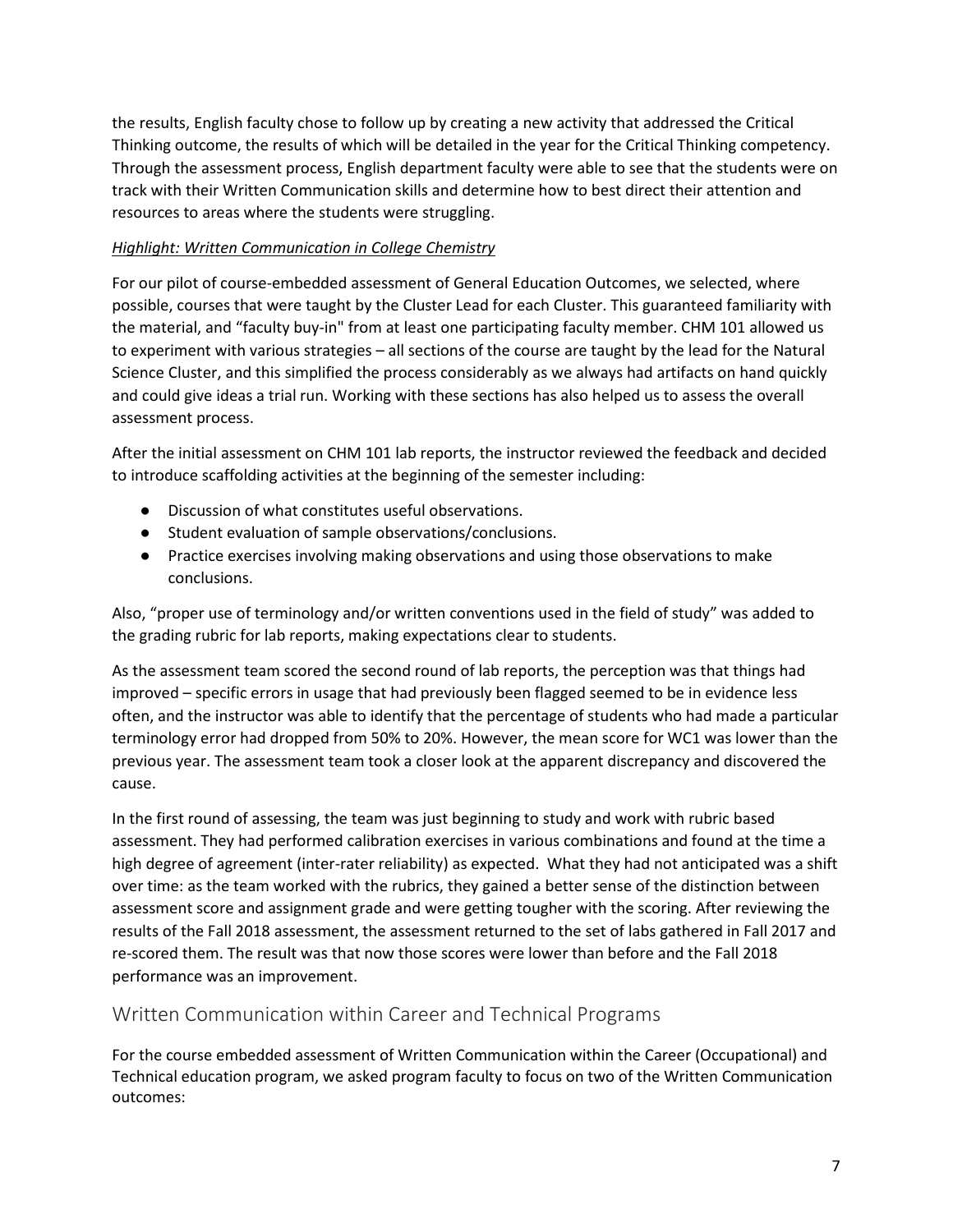the results, English faculty chose to follow up by creating a new activity that addressed the Critical Thinking outcome, the results of which will be detailed in the year for the Critical Thinking competency. Through the assessment process, English department faculty were able to see that the students were on track with their Written Communication skills and determine how to best direct their attention and resources to areas where the students were struggling.

*Highlight: Written Communication in College Chemistry*

For our pilot of course-embedded assessment of General Education Outcomes, we selected, where possible, courses that were taught by the Cluster Lead for each Cluster. This guaranteed familiarity with the material, and "faculty buy-in" from at least one participating faculty member. CHM 101 allowed us to experiment with various strategies – all sections of the course are taught by the lead for the Natural Science Cluster, and this simplified the process considerably as we always had artifacts on hand quickly and could give ideas a trial run. Working with these sections has also helped us to assess the overall assessment process.

After the initial assessment on CHM 101 lab reports, the instructor reviewed the feedback and decided to introduce scaffolding activities at the beginning of the semester including:

- Discussion of what constitutes useful observations.
- Student evaluation of sample observations/conclusions.
- Practice exercises involving making observations and using those observations to make conclusions.

Also, "proper use of terminology and/or written conventions used in the field of study" was added to the grading rubric for lab reports, making expectations clear to students.

As the assessment team scored the second round of lab reports, the perception was that things had improved – specific errors in usage that had previously been flagged seemed to be in evidence less often, and the instructor was able to identify that the percentage of students who had made a particular terminology error had dropped from 50% to 20%. However, the mean score for WC1 was lower than the previous year. The assessment team took a closer look at the apparent discrepancy and discovered the cause.

In the first round of assessing, the team was just beginning to study and work with rubric based assessment. They had performed calibration exercises in various combinations and found at the time a high degree of agreement (inter-rater reliability) as expected. What they had not anticipated was a shift over time: as the team worked with the rubrics, they gained a better sense of the distinction between assessment score and assignment grade and were getting tougher with the scoring. After reviewing the results of the Fall 2018 assessment, the assessment returned to the set of labs gathered in Fall 2017 and re-scored them. The result was that now those scores were lower than before and the Fall 2018 performance was an improvement.

## Written Communication within Career and Technical Programs

For the course embedded assessment of Written Communication within the Career (Occupational) and Technical education program, we asked program faculty to focus on two of the Written Communication outcomes: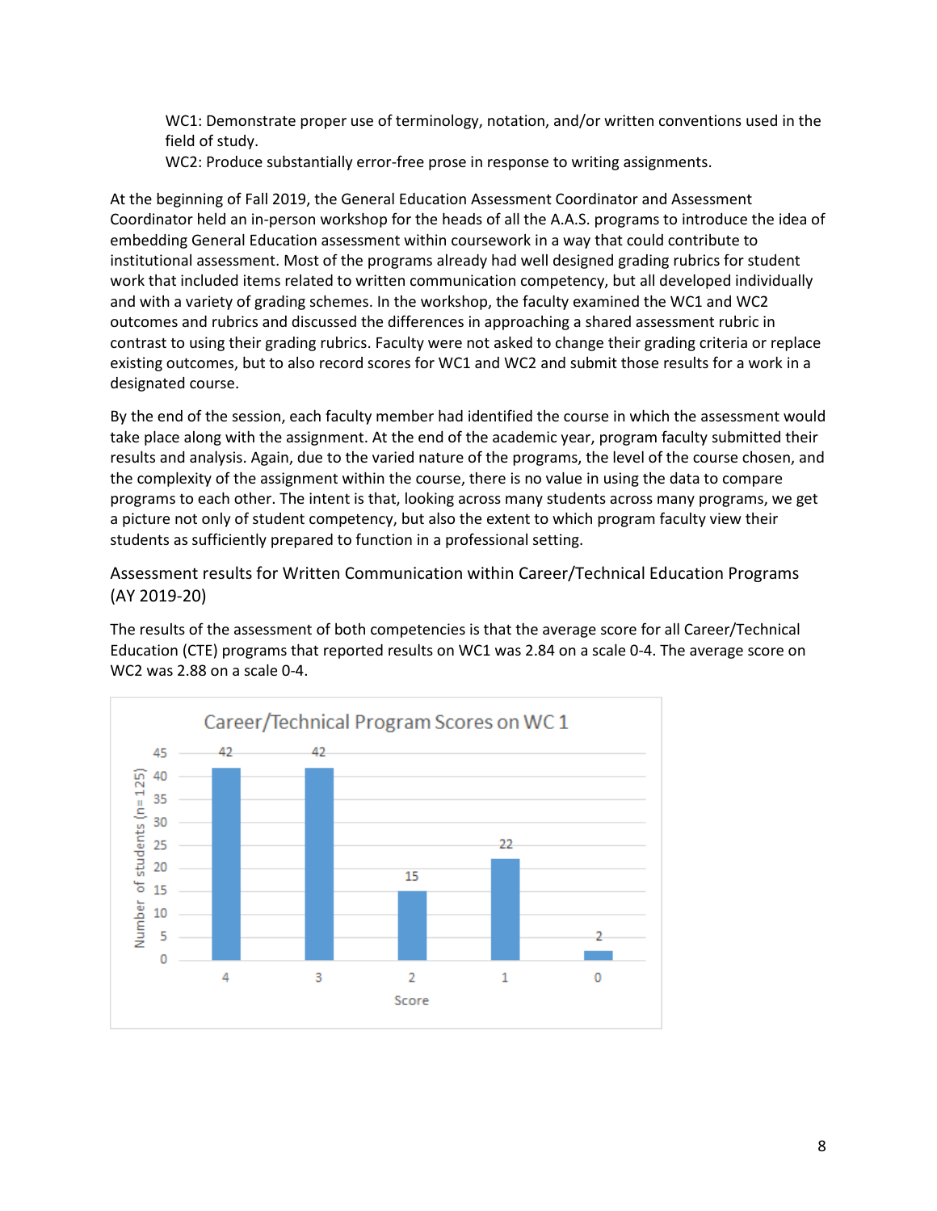WC1: Demonstrate proper use of terminology, notation, and/or written conventions used in the field of study.
WC2: Produce substantially error-free prose in response to writing assignments.

At the beginning of Fall 2019, the General Education Assessment Coordinator and Assessment Coordinator held an in-person workshop for the heads of all the A.A.S. programs to introduce the idea of embedding General Education assessment within coursework in a way that could contribute to institutional assessment. Most of the programs already had well designed grading rubrics for student work that included items related to written communication competency, but all developed individually and with a variety of grading schemes. In the workshop, the faculty examined the WC1 and WC2 outcomes and rubrics and discussed the differences in approaching a shared assessment rubric in contrast to using their grading rubrics. Faculty were not asked to change their grading criteria or replace existing outcomes, but to also record scores for WC1 and WC2 and submit those results for a work in a designated course.

By the end of the session, each faculty member had identified the course in which the assessment would take place along with the assignment. At the end of the academic year, program faculty submitted their results and analysis. Again, due to the varied nature of the programs, the level of the course chosen, and the complexity of the assignment within the course, there is no value in using the data to compare programs to each other. The intent is that, looking across many students across many programs, we get a picture not only of student competency, but also the extent to which program faculty view their students as sufficiently prepared to function in a professional setting.

## Assessment results for Written Communication within Career/Technical Education Programs (AY 2019-20)

The results of the assessment of both competencies is that the average score for all Career/Technical Education (CTE) programs that reported results on WC1 was 2.84 on a scale 0-4. The average score on WC2 was 2.88 on a scale 0-4.

**Career/Technical Program Scores on WC 1**

| Score | Number of students (n= 125) |
|---|---|
| 4 | 42 |
| 3 | 42 |
| 2 | 15 |
| 1 | 22 |
| 0 | 2 |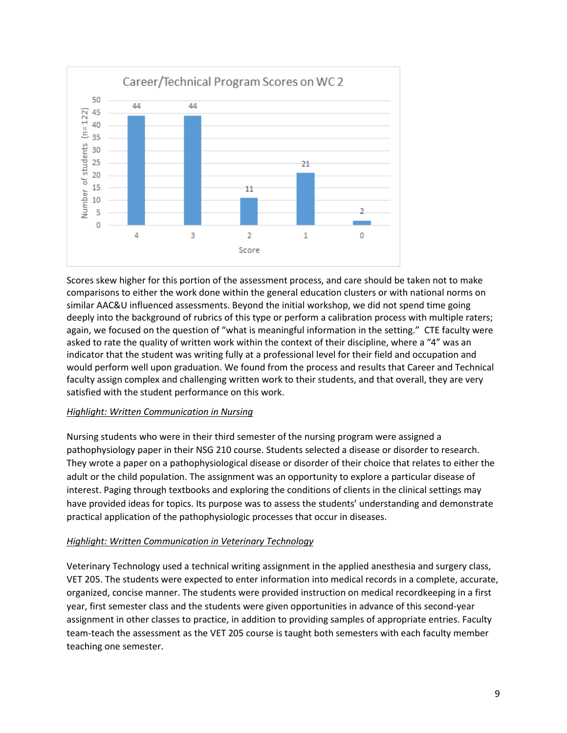**Career/Technical Program Scores on WC 2**

| Score | Number of students (n= 122) |
|---|---|
| 4 | 44 |
| 3 | 44 |
| 2 | 11 |
| 1 | 21 |
| 0 | 2 |

Scores skew higher for this portion of the assessment process, and care should be taken not to make comparisons to either the work done within the general education clusters or with national norms on similar AAC&U influenced assessments. Beyond the initial workshop, we did not spend time going deeply into the background of rubrics of this type or perform a calibration process with multiple raters; again, we focused on the question of "what is meaningful information in the setting." CTE faculty were asked to rate the quality of written work within the context of their discipline, where a "4" was an indicator that the student was writing fully at a professional level for their field and occupation and would perform well upon graduation. We found from the process and results that Career and Technical faculty assign complex and challenging written work to their students, and that overall, they are very satisfied with the student performance on this work.

*Highlight: Written Communication in Nursing*

Nursing students who were in their third semester of the nursing program were assigned a pathophysiology paper in their NSG 210 course. Students selected a disease or disorder to research. They wrote a paper on a pathophysiological disease or disorder of their choice that relates to either the adult or the child population. The assignment was an opportunity to explore a particular disease of interest. Paging through textbooks and exploring the conditions of clients in the clinical settings may have provided ideas for topics. Its purpose was to assess the students' understanding and demonstrate practical application of the pathophysiologic processes that occur in diseases.

*Highlight: Written Communication in Veterinary Technology*

Veterinary Technology used a technical writing assignment in the applied anesthesia and surgery class, VET 205. The students were expected to enter information into medical records in a complete, accurate, organized, concise manner. The students were provided instruction on medical recordkeeping in a first year, first semester class and the students were given opportunities in advance of this second-year assignment in other classes to practice, in addition to providing samples of appropriate entries. Faculty team-teach the assessment as the VET 205 course is taught both semesters with each faculty member teaching one semester.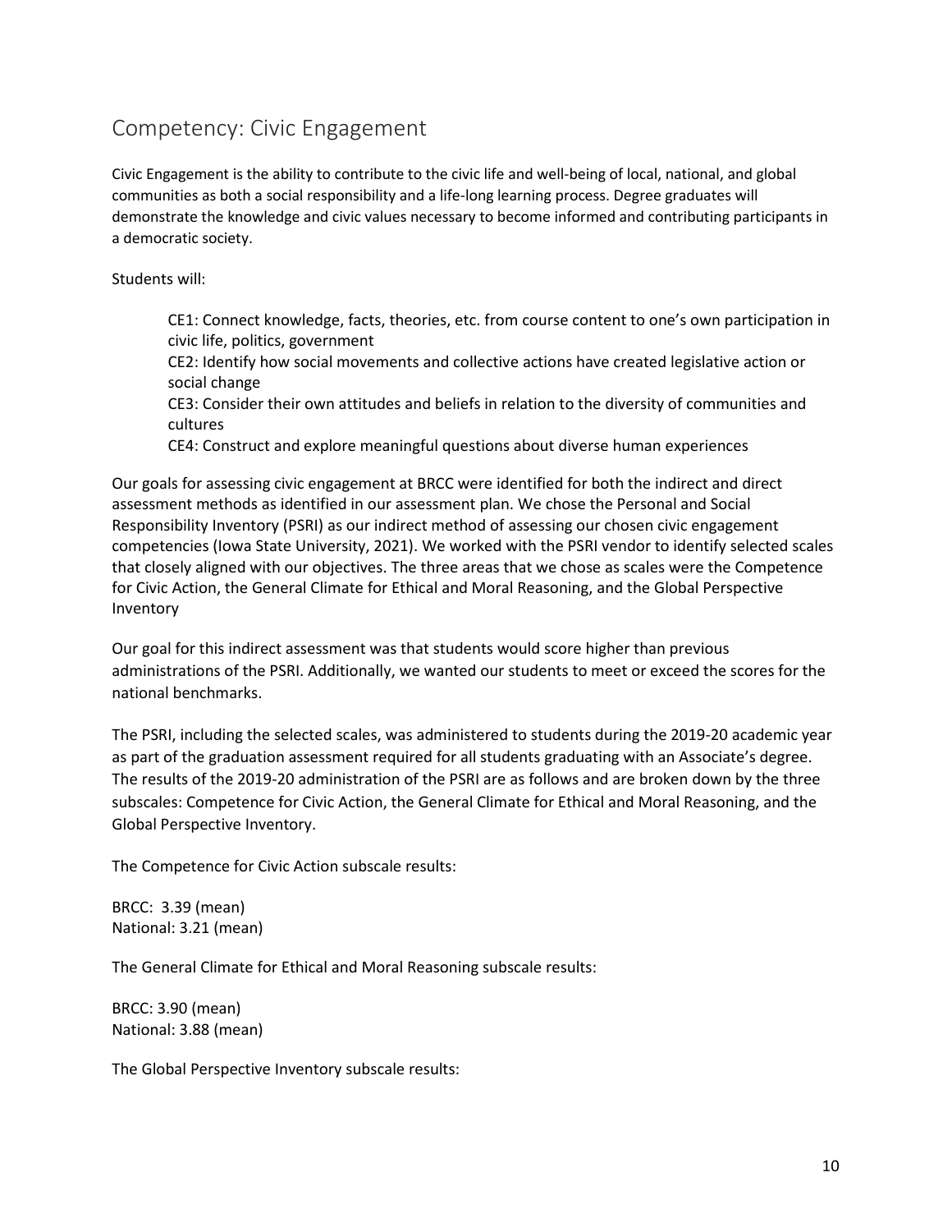## Competency: Civic Engagement

Civic Engagement is the ability to contribute to the civic life and well-being of local, national, and global communities as both a social responsibility and a life-long learning process. Degree graduates will demonstrate the knowledge and civic values necessary to become informed and contributing participants in a democratic society.

Students will:

> CE1: Connect knowledge, facts, theories, etc. from course content to one's own participation in civic life, politics, government
> CE2: Identify how social movements and collective actions have created legislative action or social change
> CE3: Consider their own attitudes and beliefs in relation to the diversity of communities and cultures
> CE4: Construct and explore meaningful questions about diverse human experiences

Our goals for assessing civic engagement at BRCC were identified for both the indirect and direct assessment methods as identified in our assessment plan. We chose the Personal and Social Responsibility Inventory (PSRI) as our indirect method of assessing our chosen civic engagement competencies (Iowa State University, 2021). We worked with the PSRI vendor to identify selected scales that closely aligned with our objectives. The three areas that we chose as scales were the Competence for Civic Action, the General Climate for Ethical and Moral Reasoning, and the Global Perspective Inventory

Our goal for this indirect assessment was that students would score higher than previous administrations of the PSRI. Additionally, we wanted our students to meet or exceed the scores for the national benchmarks.

The PSRI, including the selected scales, was administered to students during the 2019-20 academic year as part of the graduation assessment required for all students graduating with an Associate's degree. The results of the 2019-20 administration of the PSRI are as follows and are broken down by the three subscales: Competence for Civic Action, the General Climate for Ethical and Moral Reasoning, and the Global Perspective Inventory.

The Competence for Civic Action subscale results:

BRCC: 3.39 (mean)
National: 3.21 (mean)

The General Climate for Ethical and Moral Reasoning subscale results:

BRCC: 3.90 (mean)
National: 3.88 (mean)

The Global Perspective Inventory subscale results: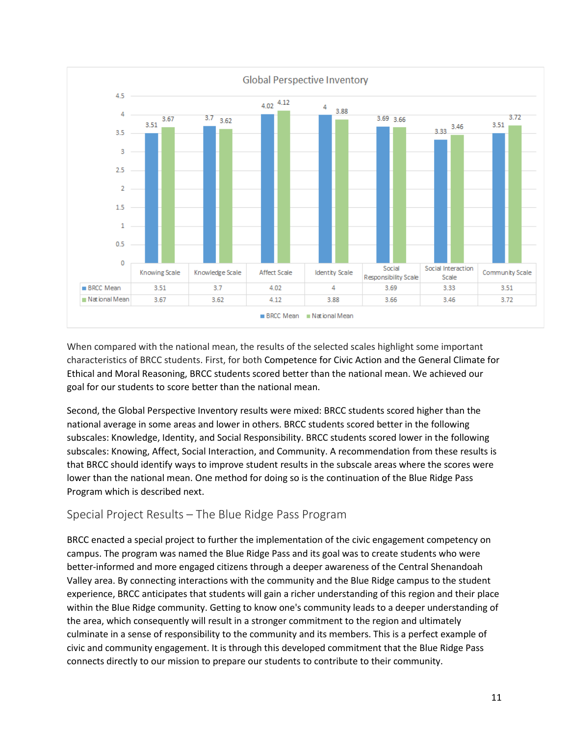**Global Perspective Inventory**

| | Knowing Scale | Knowledge Scale | Affect Scale | Identity Scale | Social Responsibility Scale | Social Interaction Scale | Community Scale |
|---|---|---|---|---|---|---|---|
| BRCC Mean | 3.51 | 3.7 | 4.02 | 4 | 3.69 | 3.33 | 3.51 |
| National Mean | 3.67 | 3.62 | 4.12 | 3.88 | 3.66 | 3.46 | 3.72 |

When compared with the national mean, the results of the selected scales highlight some important characteristics of BRCC students. First, for both Competence for Civic Action and the General Climate for Ethical and Moral Reasoning, BRCC students scored better than the national mean. We achieved our goal for our students to score better than the national mean.

Second, the Global Perspective Inventory results were mixed: BRCC students scored higher than the national average in some areas and lower in others. BRCC students scored better in the following subscales: Knowledge, Identity, and Social Responsibility. BRCC students scored lower in the following subscales: Knowing, Affect, Social Interaction, and Community. A recommendation from these results is that BRCC should identify ways to improve student results in the subscale areas where the scores were lower than the national mean. One method for doing so is the continuation of the Blue Ridge Pass Program which is described next.

## Special Project Results – The Blue Ridge Pass Program

BRCC enacted a special project to further the implementation of the civic engagement competency on campus. The program was named the Blue Ridge Pass and its goal was to create students who were better-informed and more engaged citizens through a deeper awareness of the Central Shenandoah Valley area. By connecting interactions with the community and the Blue Ridge campus to the student experience, BRCC anticipates that students will gain a richer understanding of this region and their place within the Blue Ridge community. Getting to know one's community leads to a deeper understanding of the area, which consequently will result in a stronger commitment to the region and ultimately culminate in a sense of responsibility to the community and its members. This is a perfect example of civic and community engagement. It is through this developed commitment that the Blue Ridge Pass connects directly to our mission to prepare our students to contribute to their community.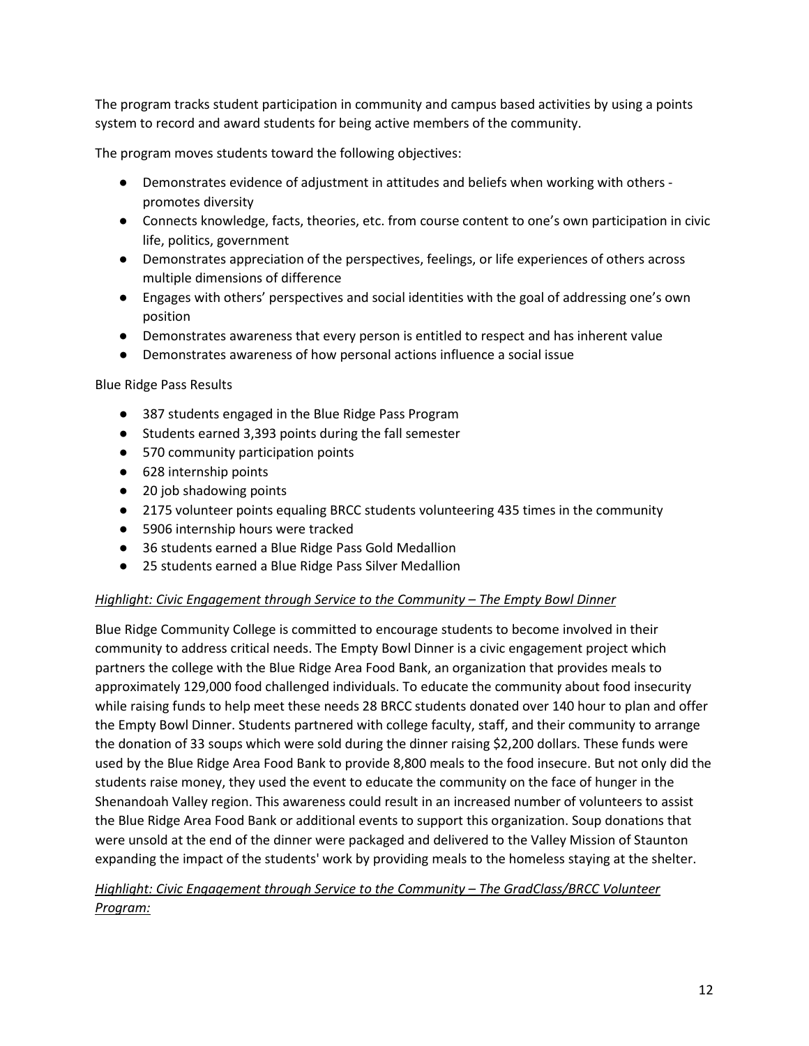The program tracks student participation in community and campus based activities by using a points system to record and award students for being active members of the community.

The program moves students toward the following objectives:

- Demonstrates evidence of adjustment in attitudes and beliefs when working with others - promotes diversity
- Connects knowledge, facts, theories, etc. from course content to one's own participation in civic life, politics, government
- Demonstrates appreciation of the perspectives, feelings, or life experiences of others across multiple dimensions of difference
- Engages with others' perspectives and social identities with the goal of addressing one's own position
- Demonstrates awareness that every person is entitled to respect and has inherent value
- Demonstrates awareness of how personal actions influence a social issue

Blue Ridge Pass Results

- 387 students engaged in the Blue Ridge Pass Program
- Students earned 3,393 points during the fall semester
- 570 community participation points
- 628 internship points
- 20 job shadowing points
- 2175 volunteer points equaling BRCC students volunteering 435 times in the community
- 5906 internship hours were tracked
- 36 students earned a Blue Ridge Pass Gold Medallion
- 25 students earned a Blue Ridge Pass Silver Medallion

*Highlight: Civic Engagement through Service to the Community – The Empty Bowl Dinner*

Blue Ridge Community College is committed to encourage students to become involved in their community to address critical needs. The Empty Bowl Dinner is a civic engagement project which partners the college with the Blue Ridge Area Food Bank, an organization that provides meals to approximately 129,000 food challenged individuals. To educate the community about food insecurity while raising funds to help meet these needs 28 BRCC students donated over 140 hour to plan and offer the Empty Bowl Dinner. Students partnered with college faculty, staff, and their community to arrange the donation of 33 soups which were sold during the dinner raising $2,200 dollars. These funds were used by the Blue Ridge Area Food Bank to provide 8,800 meals to the food insecure. But not only did the students raise money, they used the event to educate the community on the face of hunger in the Shenandoah Valley region. This awareness could result in an increased number of volunteers to assist the Blue Ridge Area Food Bank or additional events to support this organization. Soup donations that were unsold at the end of the dinner were packaged and delivered to the Valley Mission of Staunton expanding the impact of the students' work by providing meals to the homeless staying at the shelter.

*Highlight: Civic Engagement through Service to the Community – The GradClass/BRCC Volunteer Program:*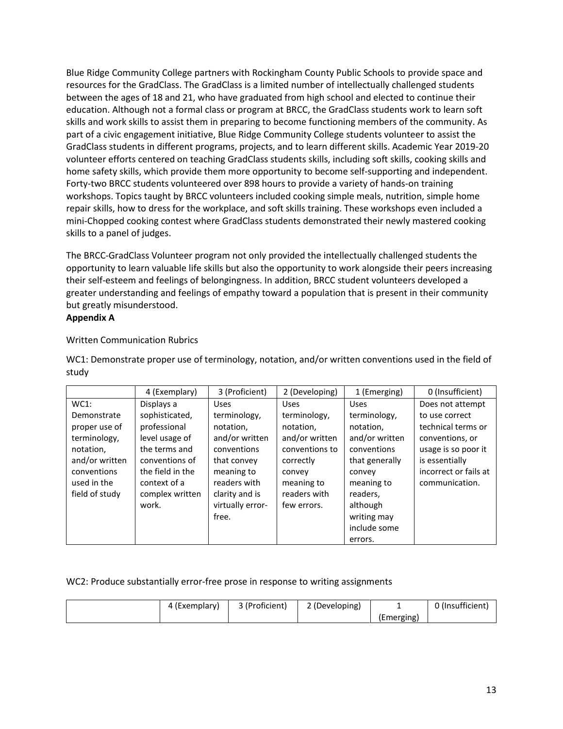Blue Ridge Community College partners with Rockingham County Public Schools to provide space and resources for the GradClass. The GradClass is a limited number of intellectually challenged students between the ages of 18 and 21, who have graduated from high school and elected to continue their education. Although not a formal class or program at BRCC, the GradClass students work to learn soft skills and work skills to assist them in preparing to become functioning members of the community. As part of a civic engagement initiative, Blue Ridge Community College students volunteer to assist the GradClass students in different programs, projects, and to learn different skills. Academic Year 2019-20 volunteer efforts centered on teaching GradClass students skills, including soft skills, cooking skills and home safety skills, which provide them more opportunity to become self-supporting and independent. Forty-two BRCC students volunteered over 898 hours to provide a variety of hands-on training workshops. Topics taught by BRCC volunteers included cooking simple meals, nutrition, simple home repair skills, how to dress for the workplace, and soft skills training. These workshops even included a mini-Chopped cooking contest where GradClass students demonstrated their newly mastered cooking skills to a panel of judges.

The BRCC-GradClass Volunteer program not only provided the intellectually challenged students the opportunity to learn valuable life skills but also the opportunity to work alongside their peers increasing their self-esteem and feelings of belongingness. In addition, BRCC student volunteers developed a greater understanding and feelings of empathy toward a population that is present in their community but greatly misunderstood.

**Appendix A**

Written Communication Rubrics

WC1: Demonstrate proper use of terminology, notation, and/or written conventions used in the field of study

| | 4 (Exemplary) | 3 (Proficient) | 2 (Developing) | 1 (Emerging) | 0 (Insufficient) |
|---|---|---|---|---|---|
| WC1: Demonstrate proper use of terminology, notation, and/or written conventions used in the field of study | Displays a sophisticated, professional level usage of the terms and conventions of the field in the context of a complex written work. | Uses terminology, notation, and/or written conventions that convey meaning to readers with clarity and is virtually error-free. | Uses terminology, notation, and/or written conventions to correctly convey meaning to readers with few errors. | Uses terminology, notation, and/or written conventions that generally convey meaning to readers, although writing may include some errors. | Does not attempt to use correct technical terms or conventions, or usage is so poor it is essentially incorrect or fails at communication. |

WC2: Produce substantially error-free prose in response to writing assignments

| | 4 (Exemplary) | 3 (Proficient) | 2 (Developing) | 1 (Emerging) | 0 (Insufficient) |
|---|---|---|---|---|---|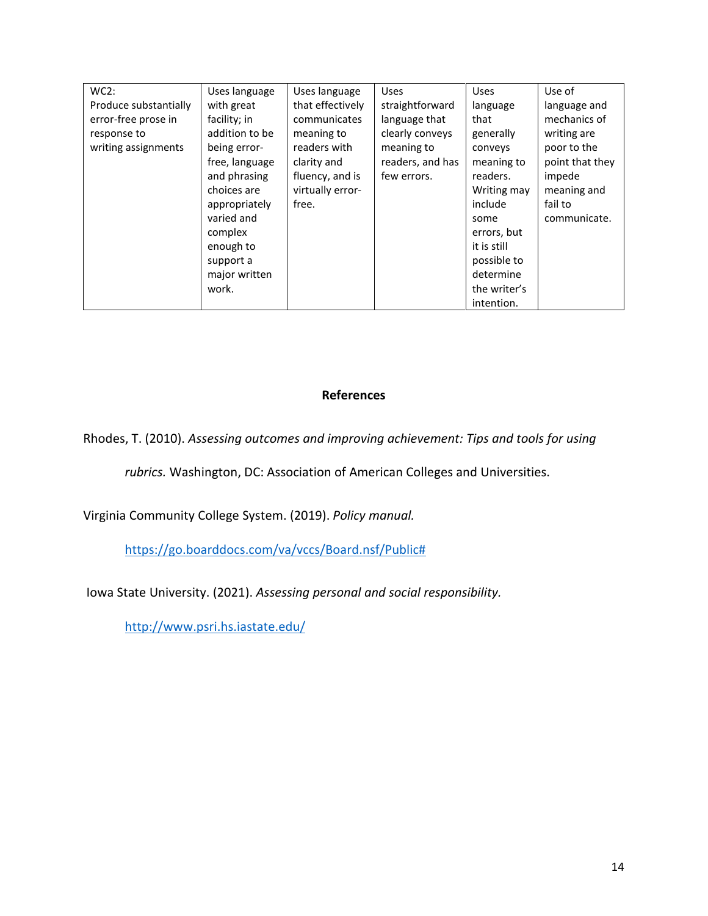| | | | | | |
|---|---|---|---|---|---|
| WC2: Produce substantially error-free prose in response to writing assignments | Uses language with great facility; in addition to be being error-free, language and phrasing choices are appropriately varied and complex enough to support a major written work. | Uses language that effectively communicates meaning to readers with clarity and fluency, and is virtually error-free. | Uses straightforward language that clearly conveys meaning to readers, and has few errors. | Uses language that generally conveys meaning to readers. Writing may include some errors, but it is still possible to determine the writer's intention. | Use of language and mechanics of writing are poor to the point that they impede meaning and fail to communicate. |

## References

Rhodes, T. (2010). *Assessing outcomes and improving achievement: Tips and tools for using rubrics.* Washington, DC: Association of American Colleges and Universities.

Virginia Community College System. (2019). *Policy manual.* https://go.boarddocs.com/va/vccs/Board.nsf/Public#

Iowa State University. (2021). *Assessing personal and social responsibility.* http://www.psri.hs.iastate.edu/